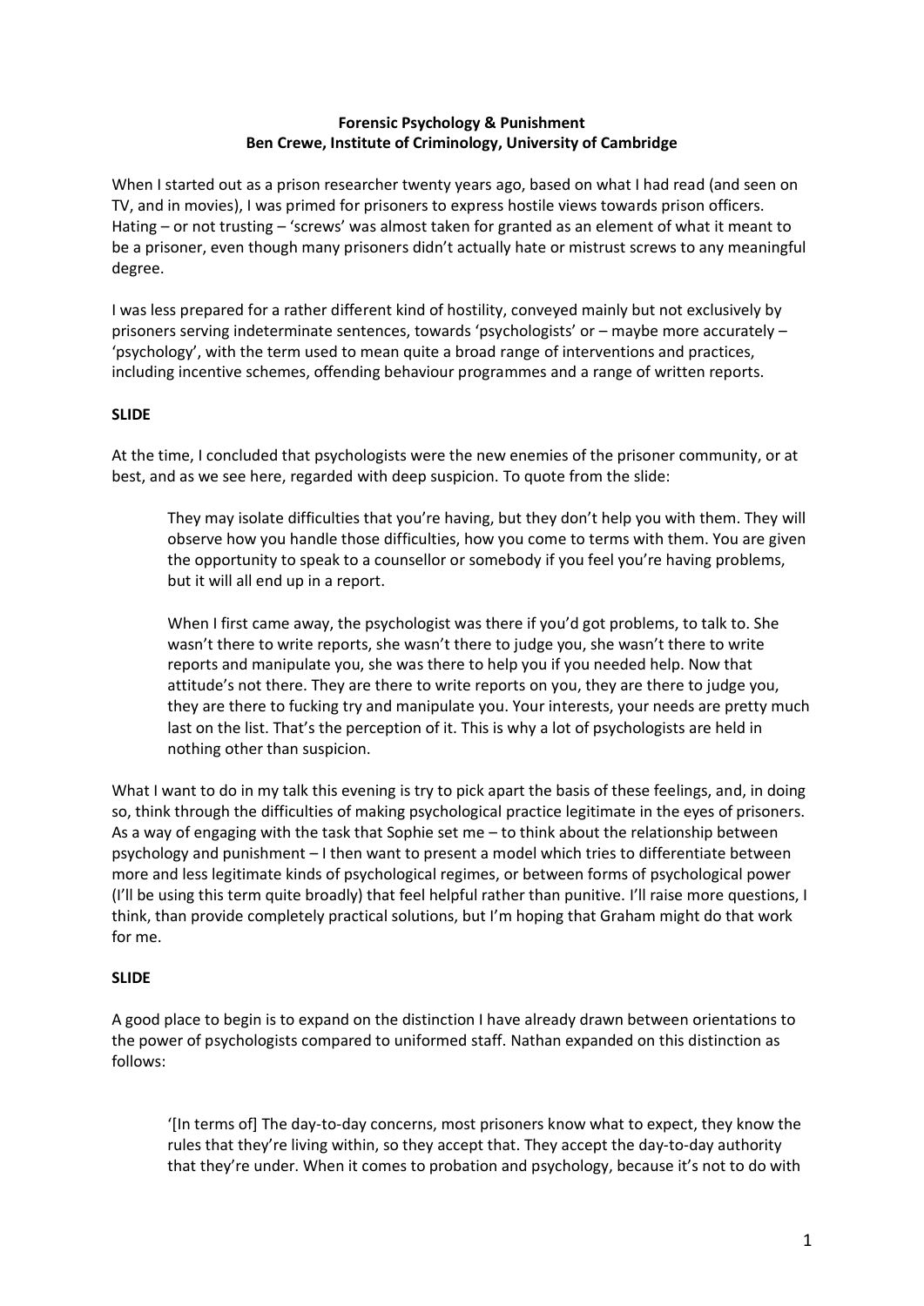**Forensic Psychology & Punishment**
**Ben Crewe, Institute of Criminology, University of Cambridge**

When I started out as a prison researcher twenty years ago, based on what I had read (and seen on TV, and in movies), I was primed for prisoners to express hostile views towards prison officers. Hating – or not trusting – 'screws' was almost taken for granted as an element of what it meant to be a prisoner, even though many prisoners didn't actually hate or mistrust screws to any meaningful degree.

I was less prepared for a rather different kind of hostility, conveyed mainly but not exclusively by prisoners serving indeterminate sentences, towards 'psychologists' or – maybe more accurately – 'psychology', with the term used to mean quite a broad range of interventions and practices, including incentive schemes, offending behaviour programmes and a range of written reports.

**SLIDE**

At the time, I concluded that psychologists were the new enemies of the prisoner community, or at best, and as we see here, regarded with deep suspicion. To quote from the slide:

> They may isolate difficulties that you're having, but they don't help you with them. They will observe how you handle those difficulties, how you come to terms with them. You are given the opportunity to speak to a counsellor or somebody if you feel you're having problems, but it will all end up in a report.
>
> When I first came away, the psychologist was there if you'd got problems, to talk to. She wasn't there to write reports, she wasn't there to judge you, she wasn't there to write reports and manipulate you, she was there to help you if you needed help. Now that attitude's not there. They are there to write reports on you, they are there to judge you, they are there to fucking try and manipulate you. Your interests, your needs are pretty much last on the list. That's the perception of it. This is why a lot of psychologists are held in nothing other than suspicion.

What I want to do in my talk this evening is try to pick apart the basis of these feelings, and, in doing so, think through the difficulties of making psychological practice legitimate in the eyes of prisoners. As a way of engaging with the task that Sophie set me – to think about the relationship between psychology and punishment – I then want to present a model which tries to differentiate between more and less legitimate kinds of psychological regimes, or between forms of psychological power (I'll be using this term quite broadly) that feel helpful rather than punitive. I'll raise more questions, I think, than provide completely practical solutions, but I'm hoping that Graham might do that work for me.

**SLIDE**

A good place to begin is to expand on the distinction I have already drawn between orientations to the power of psychologists compared to uniformed staff. Nathan expanded on this distinction as follows:

> '[In terms of] The day-to-day concerns, most prisoners know what to expect, they know the rules that they're living within, so they accept that. They accept the day-to-day authority that they're under. When it comes to probation and psychology, because it's not to do with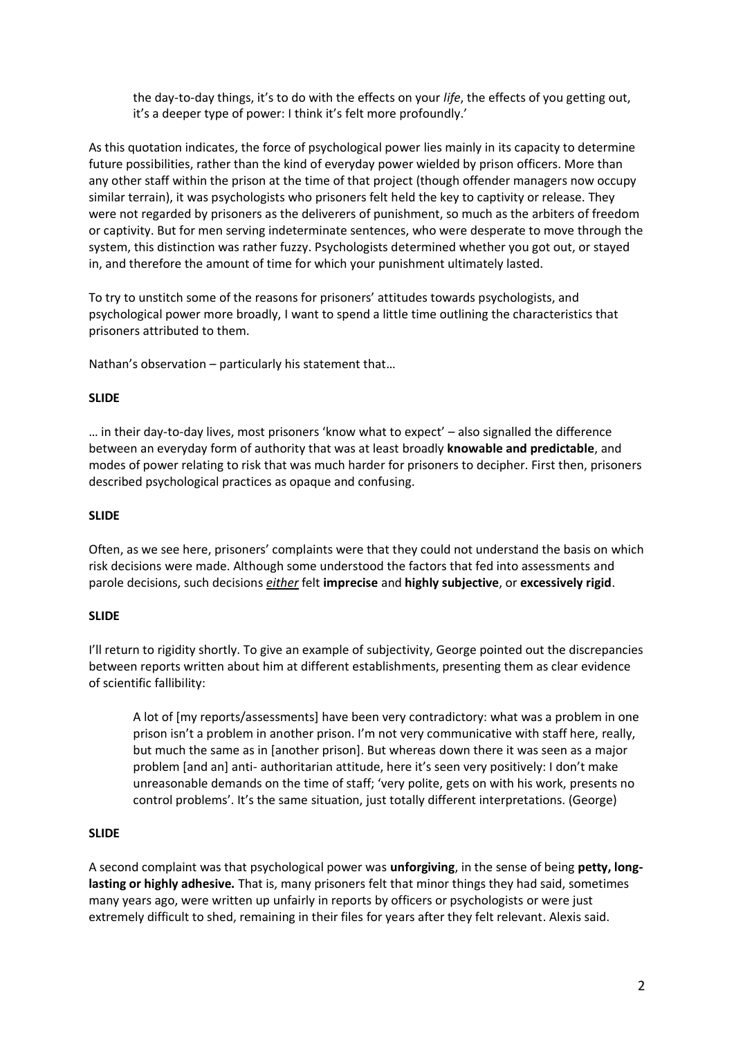> the day-to-day things, it's to do with the effects on your *life*, the effects of you getting out, it's a deeper type of power: I think it's felt more profoundly.'

As this quotation indicates, the force of psychological power lies mainly in its capacity to determine future possibilities, rather than the kind of everyday power wielded by prison officers. More than any other staff within the prison at the time of that project (though offender managers now occupy similar terrain), it was psychologists who prisoners felt held the key to captivity or release. They were not regarded by prisoners as the deliverers of punishment, so much as the arbiters of freedom or captivity. But for men serving indeterminate sentences, who were desperate to move through the system, this distinction was rather fuzzy. Psychologists determined whether you got out, or stayed in, and therefore the amount of time for which your punishment ultimately lasted.

To try to unstitch some of the reasons for prisoners' attitudes towards psychologists, and psychological power more broadly, I want to spend a little time outlining the characteristics that prisoners attributed to them.

Nathan's observation – particularly his statement that…

**SLIDE**

… in their day-to-day lives, most prisoners 'know what to expect' – also signalled the difference between an everyday form of authority that was at least broadly **knowable and predictable**, and modes of power relating to risk that was much harder for prisoners to decipher. First then, prisoners described psychological practices as opaque and confusing.

**SLIDE**

Often, as we see here, prisoners' complaints were that they could not understand the basis on which risk decisions were made. Although some understood the factors that fed into assessments and parole decisions, such decisions ***either*** felt **imprecise** and **highly subjective**, or **excessively rigid**.

**SLIDE**

I'll return to rigidity shortly. To give an example of subjectivity, George pointed out the discrepancies between reports written about him at different establishments, presenting them as clear evidence of scientific fallibility:

> A lot of [my reports/assessments] have been very contradictory: what was a problem in one prison isn't a problem in another prison. I'm not very communicative with staff here, really, but much the same as in [another prison]. But whereas down there it was seen as a major problem [and an] anti- authoritarian attitude, here it's seen very positively: I don't make unreasonable demands on the time of staff; 'very polite, gets on with his work, presents no control problems'. It's the same situation, just totally different interpretations. (George)

**SLIDE**

A second complaint was that psychological power was **unforgiving**, in the sense of being **petty, long-lasting or highly adhesive.** That is, many prisoners felt that minor things they had said, sometimes many years ago, were written up unfairly in reports by officers or psychologists or were just extremely difficult to shed, remaining in their files for years after they felt relevant. Alexis said.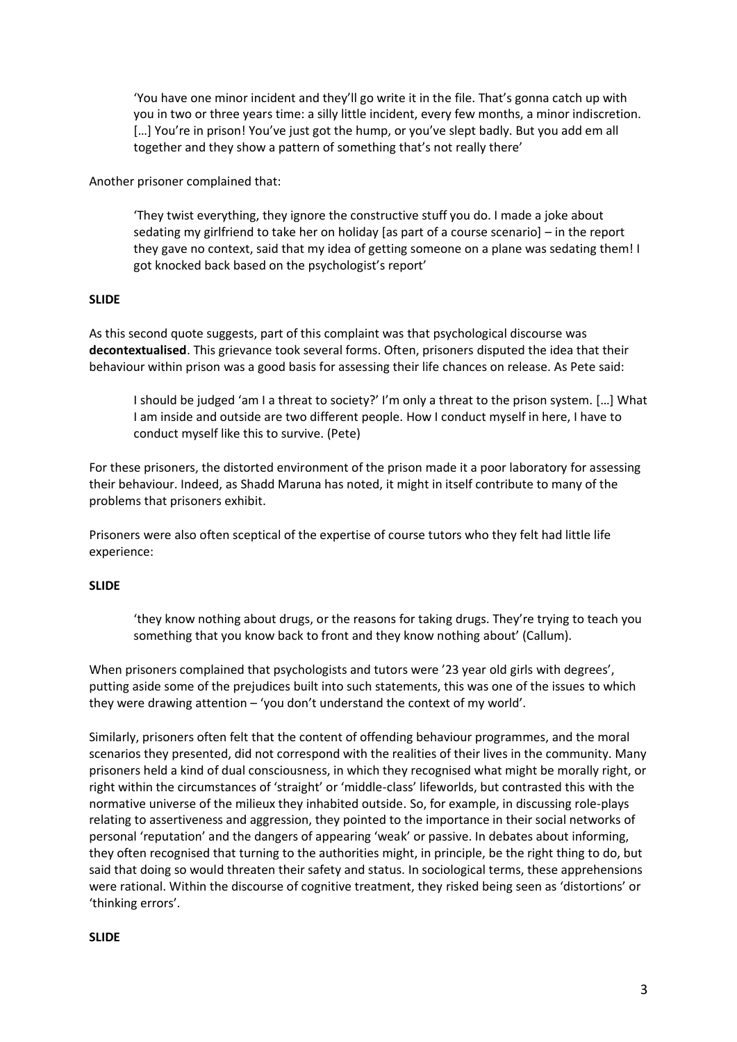> 'You have one minor incident and they'll go write it in the file. That's gonna catch up with you in two or three years time: a silly little incident, every few months, a minor indiscretion. […] You're in prison! You've just got the hump, or you've slept badly. But you add em all together and they show a pattern of something that's not really there'

Another prisoner complained that:

> 'They twist everything, they ignore the constructive stuff you do. I made a joke about sedating my girlfriend to take her on holiday [as part of a course scenario] – in the report they gave no context, said that my idea of getting someone on a plane was sedating them! I got knocked back based on the psychologist's report'

**SLIDE**

As this second quote suggests, part of this complaint was that psychological discourse was **decontextualised**. This grievance took several forms. Often, prisoners disputed the idea that their behaviour within prison was a good basis for assessing their life chances on release. As Pete said:

> I should be judged 'am I a threat to society?' I'm only a threat to the prison system. […] What I am inside and outside are two different people. How I conduct myself in here, I have to conduct myself like this to survive. (Pete)

For these prisoners, the distorted environment of the prison made it a poor laboratory for assessing their behaviour. Indeed, as Shadd Maruna has noted, it might in itself contribute to many of the problems that prisoners exhibit.

Prisoners were also often sceptical of the expertise of course tutors who they felt had little life experience:

**SLIDE**

> 'they know nothing about drugs, or the reasons for taking drugs. They're trying to teach you something that you know back to front and they know nothing about' (Callum).

When prisoners complained that psychologists and tutors were '23 year old girls with degrees', putting aside some of the prejudices built into such statements, this was one of the issues to which they were drawing attention – 'you don't understand the context of my world'.

Similarly, prisoners often felt that the content of offending behaviour programmes, and the moral scenarios they presented, did not correspond with the realities of their lives in the community. Many prisoners held a kind of dual consciousness, in which they recognised what might be morally right, or right within the circumstances of 'straight' or 'middle-class' lifeworlds, but contrasted this with the normative universe of the milieux they inhabited outside. So, for example, in discussing role-plays relating to assertiveness and aggression, they pointed to the importance in their social networks of personal 'reputation' and the dangers of appearing 'weak' or passive. In debates about informing, they often recognised that turning to the authorities might, in principle, be the right thing to do, but said that doing so would threaten their safety and status. In sociological terms, these apprehensions were rational. Within the discourse of cognitive treatment, they risked being seen as 'distortions' or 'thinking errors'.

**SLIDE**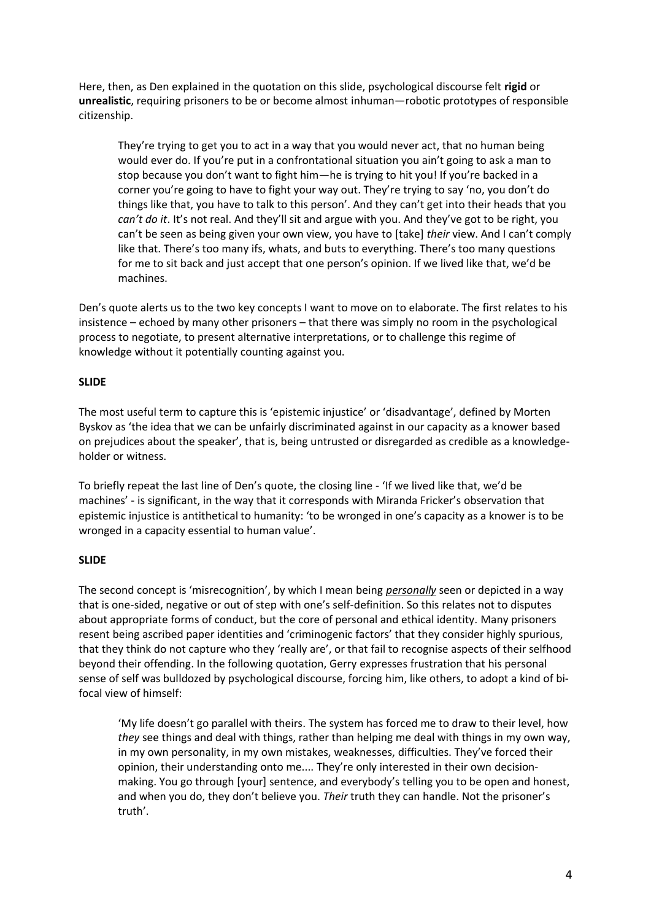Here, then, as Den explained in the quotation on this slide, psychological discourse felt **rigid** or **unrealistic**, requiring prisoners to be or become almost inhuman—robotic prototypes of responsible citizenship.

> They're trying to get you to act in a way that you would never act, that no human being would ever do. If you're put in a confrontational situation you ain't going to ask a man to stop because you don't want to fight him—he is trying to hit you! If you're backed in a corner you're going to have to fight your way out. They're trying to say 'no, you don't do things like that, you have to talk to this person'. And they can't get into their heads that you *can't do it*. It's not real. And they'll sit and argue with you. And they've got to be right, you can't be seen as being given your own view, you have to [take] *their* view. And I can't comply like that. There's too many ifs, whats, and buts to everything. There's too many questions for me to sit back and just accept that one person's opinion. If we lived like that, we'd be machines.

Den's quote alerts us to the two key concepts I want to move on to elaborate. The first relates to his insistence – echoed by many other prisoners – that there was simply no room in the psychological process to negotiate, to present alternative interpretations, or to challenge this regime of knowledge without it potentially counting against you.

**SLIDE**

The most useful term to capture this is 'epistemic injustice' or 'disadvantage', defined by Morten Byskov as 'the idea that we can be unfairly discriminated against in our capacity as a knower based on prejudices about the speaker', that is, being untrusted or disregarded as credible as a knowledge-holder or witness.

To briefly repeat the last line of Den's quote, the closing line - 'If we lived like that, we'd be machines' - is significant, in the way that it corresponds with Miranda Fricker's observation that epistemic injustice is antithetical to humanity: 'to be wronged in one's capacity as a knower is to be wronged in a capacity essential to human value'.

**SLIDE**

The second concept is 'misrecognition', by which I mean being ***personally*** seen or depicted in a way that is one-sided, negative or out of step with one's self-definition. So this relates not to disputes about appropriate forms of conduct, but the core of personal and ethical identity. Many prisoners resent being ascribed paper identities and 'criminogenic factors' that they consider highly spurious, that they think do not capture who they 'really are', or that fail to recognise aspects of their selfhood beyond their offending. In the following quotation, Gerry expresses frustration that his personal sense of self was bulldozed by psychological discourse, forcing him, like others, to adopt a kind of bi-focal view of himself:

> 'My life doesn't go parallel with theirs. The system has forced me to draw to their level, how *they* see things and deal with things, rather than helping me deal with things in my own way, in my own personality, in my own mistakes, weaknesses, difficulties. They've forced their opinion, their understanding onto me.... They're only interested in their own decision-making. You go through [your] sentence, and everybody's telling you to be open and honest, and when you do, they don't believe you. *Their* truth they can handle. Not the prisoner's truth'.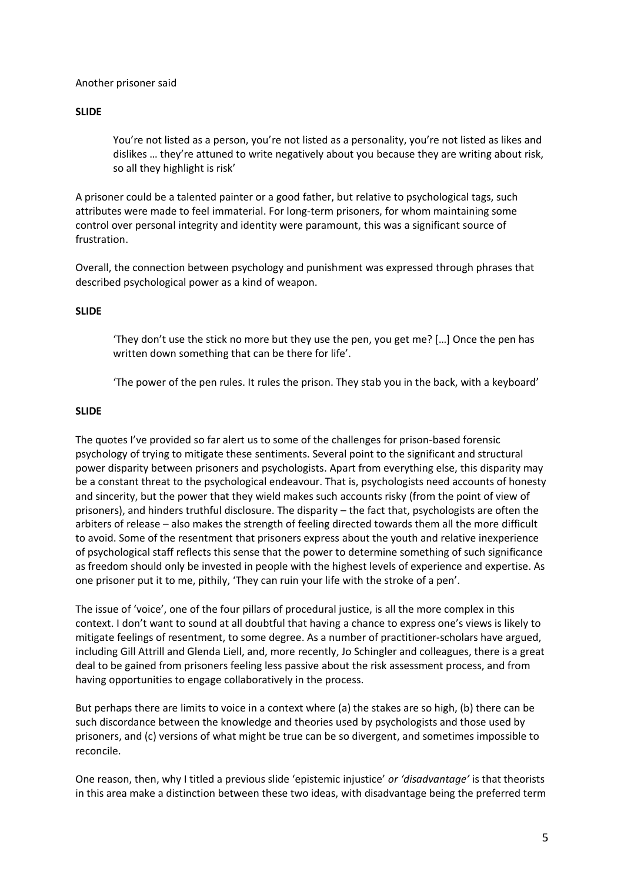Another prisoner said

**SLIDE**

> You're not listed as a person, you're not listed as a personality, you're not listed as likes and dislikes … they're attuned to write negatively about you because they are writing about risk, so all they highlight is risk'

A prisoner could be a talented painter or a good father, but relative to psychological tags, such attributes were made to feel immaterial. For long-term prisoners, for whom maintaining some control over personal integrity and identity were paramount, this was a significant source of frustration.

Overall, the connection between psychology and punishment was expressed through phrases that described psychological power as a kind of weapon.

**SLIDE**

> 'They don't use the stick no more but they use the pen, you get me? […] Once the pen has written down something that can be there for life'.
>
> 'The power of the pen rules. It rules the prison. They stab you in the back, with a keyboard'

**SLIDE**

The quotes I've provided so far alert us to some of the challenges for prison-based forensic psychology of trying to mitigate these sentiments. Several point to the significant and structural power disparity between prisoners and psychologists. Apart from everything else, this disparity may be a constant threat to the psychological endeavour. That is, psychologists need accounts of honesty and sincerity, but the power that they wield makes such accounts risky (from the point of view of prisoners), and hinders truthful disclosure. The disparity – the fact that, psychologists are often the arbiters of release – also makes the strength of feeling directed towards them all the more difficult to avoid. Some of the resentment that prisoners express about the youth and relative inexperience of psychological staff reflects this sense that the power to determine something of such significance as freedom should only be invested in people with the highest levels of experience and expertise. As one prisoner put it to me, pithily, 'They can ruin your life with the stroke of a pen'.

The issue of 'voice', one of the four pillars of procedural justice, is all the more complex in this context. I don't want to sound at all doubtful that having a chance to express one's views is likely to mitigate feelings of resentment, to some degree. As a number of practitioner-scholars have argued, including Gill Attrill and Glenda Liell, and, more recently, Jo Schingler and colleagues, there is a great deal to be gained from prisoners feeling less passive about the risk assessment process, and from having opportunities to engage collaboratively in the process.

But perhaps there are limits to voice in a context where (a) the stakes are so high, (b) there can be such discordance between the knowledge and theories used by psychologists and those used by prisoners, and (c) versions of what might be true can be so divergent, and sometimes impossible to reconcile.

One reason, then, why I titled a previous slide 'epistemic injustice' *or 'disadvantage'* is that theorists in this area make a distinction between these two ideas, with disadvantage being the preferred term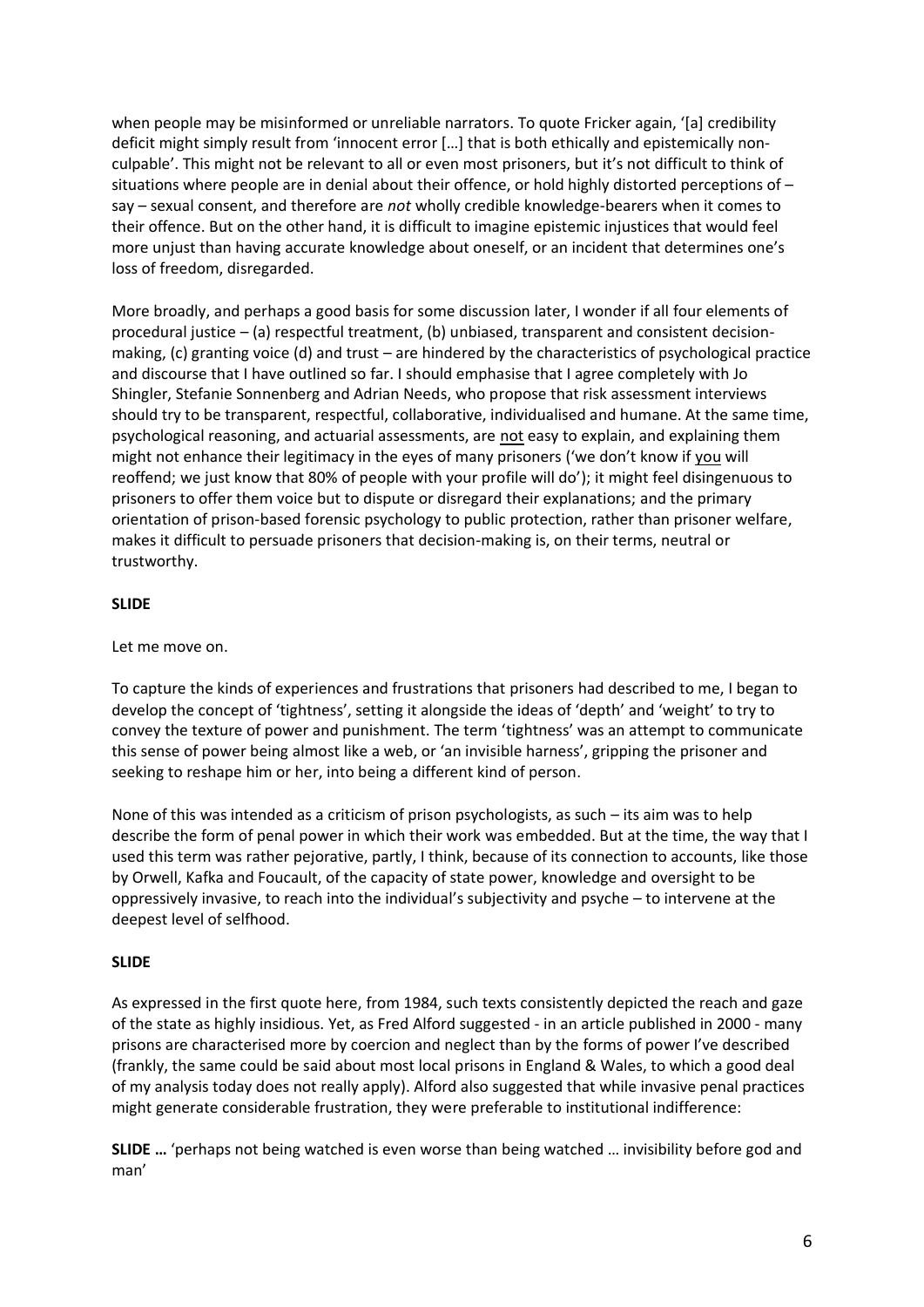when people may be misinformed or unreliable narrators. To quote Fricker again, '[a] credibility deficit might simply result from 'innocent error […] that is both ethically and epistemically non-culpable'. This might not be relevant to all or even most prisoners, but it's not difficult to think of situations where people are in denial about their offence, or hold highly distorted perceptions of – say – sexual consent, and therefore are *not* wholly credible knowledge-bearers when it comes to their offence. But on the other hand, it is difficult to imagine epistemic injustices that would feel more unjust than having accurate knowledge about oneself, or an incident that determines one's loss of freedom, disregarded.

More broadly, and perhaps a good basis for some discussion later, I wonder if all four elements of procedural justice – (a) respectful treatment, (b) unbiased, transparent and consistent decision-making, (c) granting voice (d) and trust – are hindered by the characteristics of psychological practice and discourse that I have outlined so far. I should emphasise that I agree completely with Jo Shingler, Stefanie Sonnenberg and Adrian Needs, who propose that risk assessment interviews should try to be transparent, respectful, collaborative, individualised and humane. At the same time, psychological reasoning, and actuarial assessments, are <u>not</u> easy to explain, and explaining them might not enhance their legitimacy in the eyes of many prisoners ('we don't know if <u>you</u> will reoffend; we just know that 80% of people with your profile will do'); it might feel disingenuous to prisoners to offer them voice but to dispute or disregard their explanations; and the primary orientation of prison-based forensic psychology to public protection, rather than prisoner welfare, makes it difficult to persuade prisoners that decision-making is, on their terms, neutral or trustworthy.

**SLIDE**

Let me move on.

To capture the kinds of experiences and frustrations that prisoners had described to me, I began to develop the concept of 'tightness', setting it alongside the ideas of 'depth' and 'weight' to try to convey the texture of power and punishment. The term 'tightness' was an attempt to communicate this sense of power being almost like a web, or 'an invisible harness', gripping the prisoner and seeking to reshape him or her, into being a different kind of person.

None of this was intended as a criticism of prison psychologists, as such – its aim was to help describe the form of penal power in which their work was embedded. But at the time, the way that I used this term was rather pejorative, partly, I think, because of its connection to accounts, like those by Orwell, Kafka and Foucault, of the capacity of state power, knowledge and oversight to be oppressively invasive, to reach into the individual's subjectivity and psyche – to intervene at the deepest level of selfhood.

**SLIDE**

As expressed in the first quote here, from 1984, such texts consistently depicted the reach and gaze of the state as highly insidious. Yet, as Fred Alford suggested - in an article published in 2000 - many prisons are characterised more by coercion and neglect than by the forms of power I've described (frankly, the same could be said about most local prisons in England & Wales, to which a good deal of my analysis today does not really apply). Alford also suggested that while invasive penal practices might generate considerable frustration, they were preferable to institutional indifference:

**SLIDE …** 'perhaps not being watched is even worse than being watched … invisibility before god and man'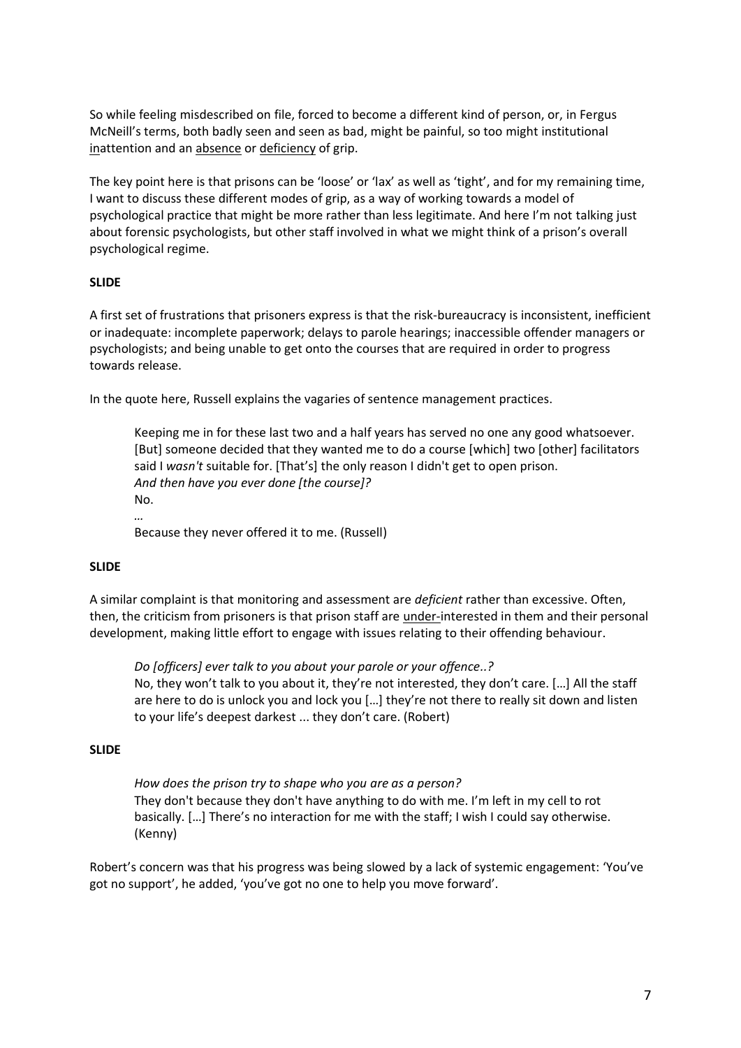So while feeling misdescribed on file, forced to become a different kind of person, or, in Fergus McNeill's terms, both badly seen and seen as bad, might be painful, so too might institutional <u>in</u>attention and an <u>absence</u> or <u>deficiency</u> of grip.

The key point here is that prisons can be 'loose' or 'lax' as well as 'tight', and for my remaining time, I want to discuss these different modes of grip, as a way of working towards a model of psychological practice that might be more rather than less legitimate. And here I'm not talking just about forensic psychologists, but other staff involved in what we might think of a prison's overall psychological regime.

**SLIDE**

A first set of frustrations that prisoners express is that the risk-bureaucracy is inconsistent, inefficient or inadequate: incomplete paperwork; delays to parole hearings; inaccessible offender managers or psychologists; and being unable to get onto the courses that are required in order to progress towards release.

In the quote here, Russell explains the vagaries of sentence management practices.

> Keeping me in for these last two and a half years has served no one any good whatsoever. [But] someone decided that they wanted me to do a course [which] two [other] facilitators said I *wasn't* suitable for. [That's] the only reason I didn't get to open prison.
> *And then have you ever done [the course]?*
> No.
> …
> Because they never offered it to me. (Russell)

**SLIDE**

A similar complaint is that monitoring and assessment are *deficient* rather than excessive. Often, then, the criticism from prisoners is that prison staff are <u>under-</u>interested in them and their personal development, making little effort to engage with issues relating to their offending behaviour.

> *Do [officers] ever talk to you about your parole or your offence..?*
> No, they won't talk to you about it, they're not interested, they don't care. […] All the staff are here to do is unlock you and lock you […] they're not there to really sit down and listen to your life's deepest darkest ... they don't care. (Robert)

**SLIDE**

> *How does the prison try to shape who you are as a person?*
> They don't because they don't have anything to do with me. I'm left in my cell to rot basically. […] There's no interaction for me with the staff; I wish I could say otherwise. (Kenny)

Robert's concern was that his progress was being slowed by a lack of systemic engagement: 'You've got no support', he added, 'you've got no one to help you move forward'.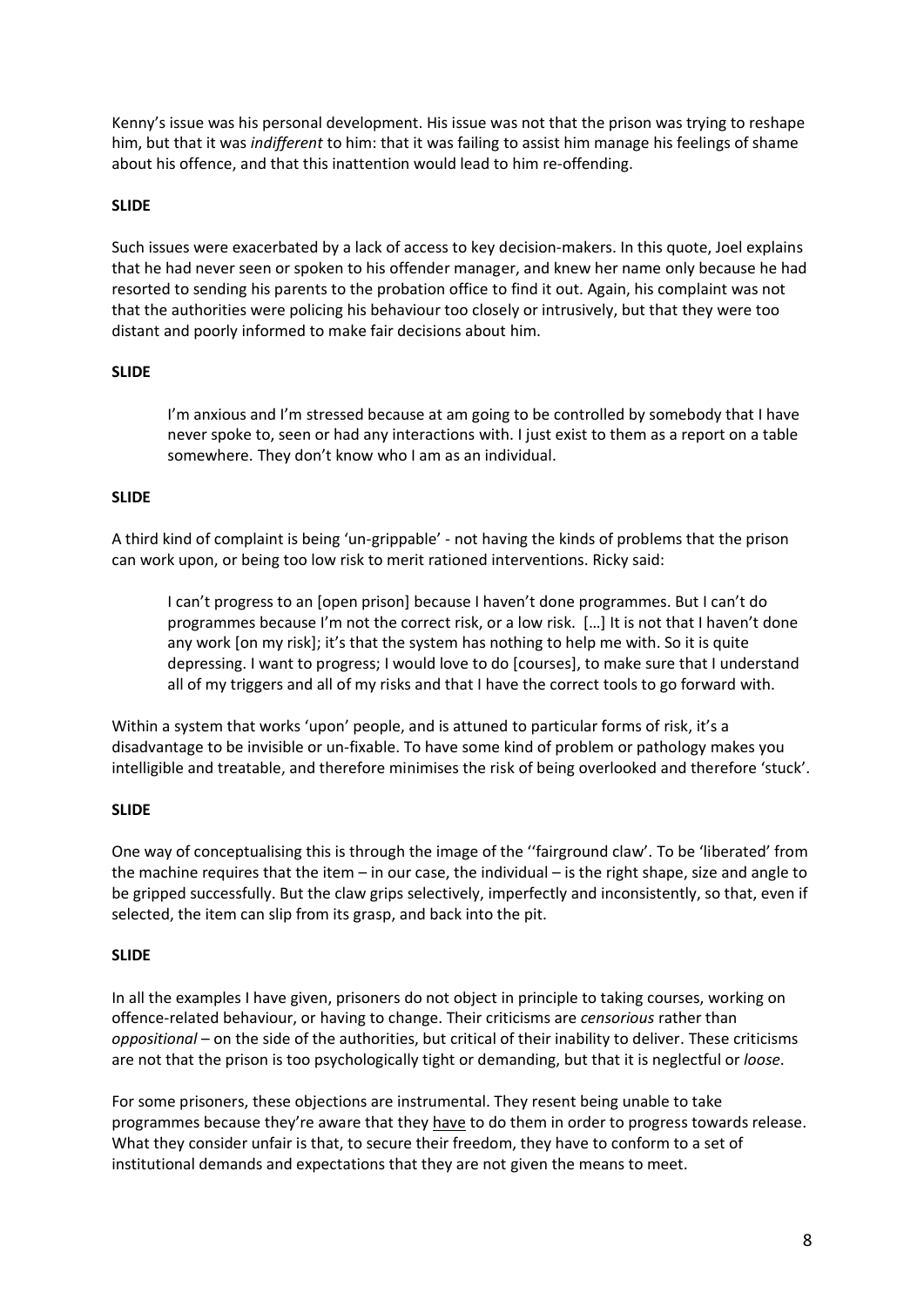Kenny's issue was his personal development. His issue was not that the prison was trying to reshape him, but that it was *indifferent* to him: that it was failing to assist him manage his feelings of shame about his offence, and that this inattention would lead to him re-offending.

**SLIDE**

Such issues were exacerbated by a lack of access to key decision-makers. In this quote, Joel explains that he had never seen or spoken to his offender manager, and knew her name only because he had resorted to sending his parents to the probation office to find it out. Again, his complaint was not that the authorities were policing his behaviour too closely or intrusively, but that they were too distant and poorly informed to make fair decisions about him.

**SLIDE**

> I'm anxious and I'm stressed because at am going to be controlled by somebody that I have never spoke to, seen or had any interactions with. I just exist to them as a report on a table somewhere. They don't know who I am as an individual.

**SLIDE**

A third kind of complaint is being 'un-grippable' - not having the kinds of problems that the prison can work upon, or being too low risk to merit rationed interventions. Ricky said:

> I can't progress to an [open prison] because I haven't done programmes. But I can't do programmes because I'm not the correct risk, or a low risk. […] It is not that I haven't done any work [on my risk]; it's that the system has nothing to help me with. So it is quite depressing. I want to progress; I would love to do [courses], to make sure that I understand all of my triggers and all of my risks and that I have the correct tools to go forward with.

Within a system that works 'upon' people, and is attuned to particular forms of risk, it's a disadvantage to be invisible or un-fixable. To have some kind of problem or pathology makes you intelligible and treatable, and therefore minimises the risk of being overlooked and therefore 'stuck'.

**SLIDE**

One way of conceptualising this is through the image of the ''fairground claw'. To be 'liberated' from the machine requires that the item – in our case, the individual – is the right shape, size and angle to be gripped successfully. But the claw grips selectively, imperfectly and inconsistently, so that, even if selected, the item can slip from its grasp, and back into the pit.

**SLIDE**

In all the examples I have given, prisoners do not object in principle to taking courses, working on offence-related behaviour, or having to change. Their criticisms are *censorious* rather than *oppositional* – on the side of the authorities, but critical of their inability to deliver. These criticisms are not that the prison is too psychologically tight or demanding, but that it is neglectful or *loose*.

For some prisoners, these objections are instrumental. They resent being unable to take programmes because they're aware that they have to do them in order to progress towards release. What they consider unfair is that, to secure their freedom, they have to conform to a set of institutional demands and expectations that they are not given the means to meet.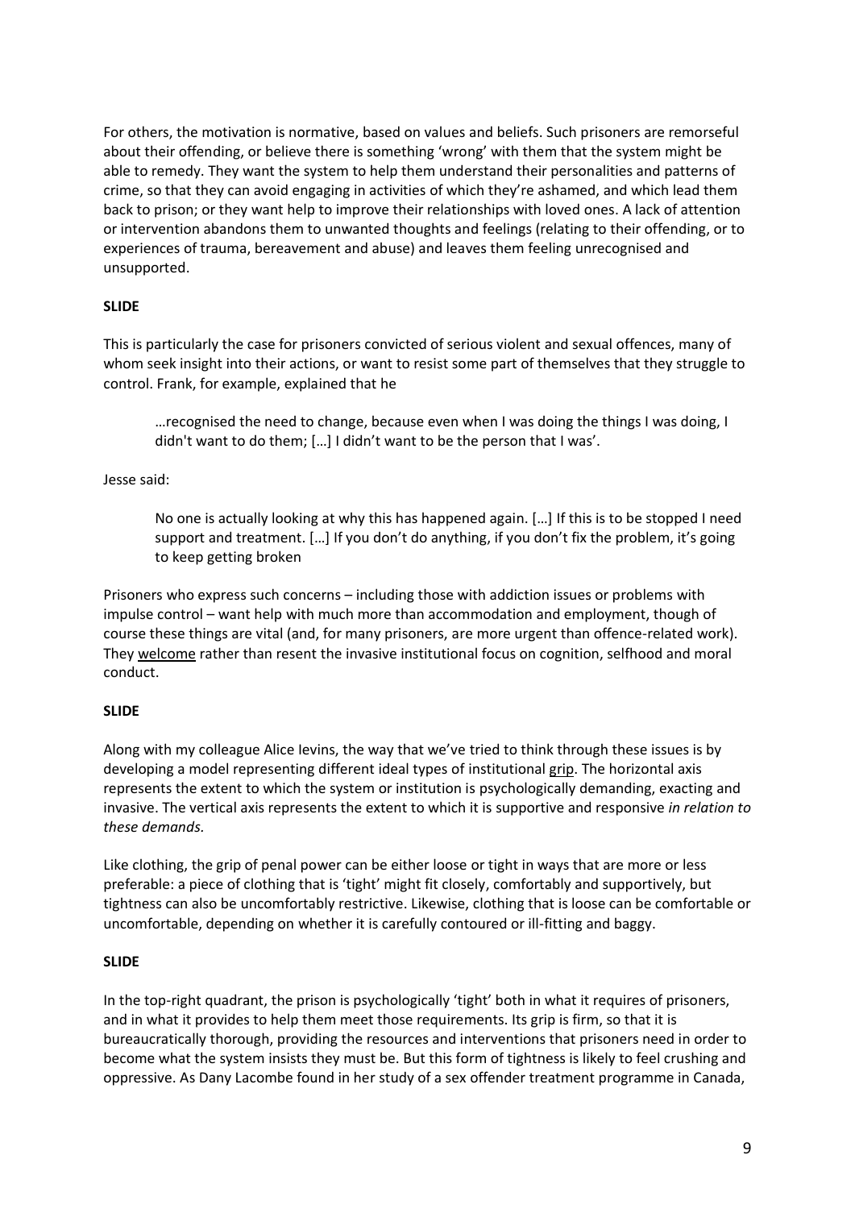For others, the motivation is normative, based on values and beliefs. Such prisoners are remorseful about their offending, or believe there is something 'wrong' with them that the system might be able to remedy. They want the system to help them understand their personalities and patterns of crime, so that they can avoid engaging in activities of which they're ashamed, and which lead them back to prison; or they want help to improve their relationships with loved ones. A lack of attention or intervention abandons them to unwanted thoughts and feelings (relating to their offending, or to experiences of trauma, bereavement and abuse) and leaves them feeling unrecognised and unsupported.

**SLIDE**

This is particularly the case for prisoners convicted of serious violent and sexual offences, many of whom seek insight into their actions, or want to resist some part of themselves that they struggle to control. Frank, for example, explained that he

> …recognised the need to change, because even when I was doing the things I was doing, I didn't want to do them; […] I didn't want to be the person that I was'.

Jesse said:

> No one is actually looking at why this has happened again. […] If this is to be stopped I need support and treatment. […] If you don't do anything, if you don't fix the problem, it's going to keep getting broken

Prisoners who express such concerns – including those with addiction issues or problems with impulse control – want help with much more than accommodation and employment, though of course these things are vital (and, for many prisoners, are more urgent than offence-related work). They <u>welcome</u> rather than resent the invasive institutional focus on cognition, selfhood and moral conduct.

**SLIDE**

Along with my colleague Alice Ievins, the way that we've tried to think through these issues is by developing a model representing different ideal types of institutional <u>grip</u>. The horizontal axis represents the extent to which the system or institution is psychologically demanding, exacting and invasive. The vertical axis represents the extent to which it is supportive and responsive *in relation to these demands.*

Like clothing, the grip of penal power can be either loose or tight in ways that are more or less preferable: a piece of clothing that is 'tight' might fit closely, comfortably and supportively, but tightness can also be uncomfortably restrictive. Likewise, clothing that is loose can be comfortable or uncomfortable, depending on whether it is carefully contoured or ill-fitting and baggy.

**SLIDE**

In the top-right quadrant, the prison is psychologically 'tight' both in what it requires of prisoners, and in what it provides to help them meet those requirements. Its grip is firm, so that it is bureaucratically thorough, providing the resources and interventions that prisoners need in order to become what the system insists they must be. But this form of tightness is likely to feel crushing and oppressive. As Dany Lacombe found in her study of a sex offender treatment programme in Canada,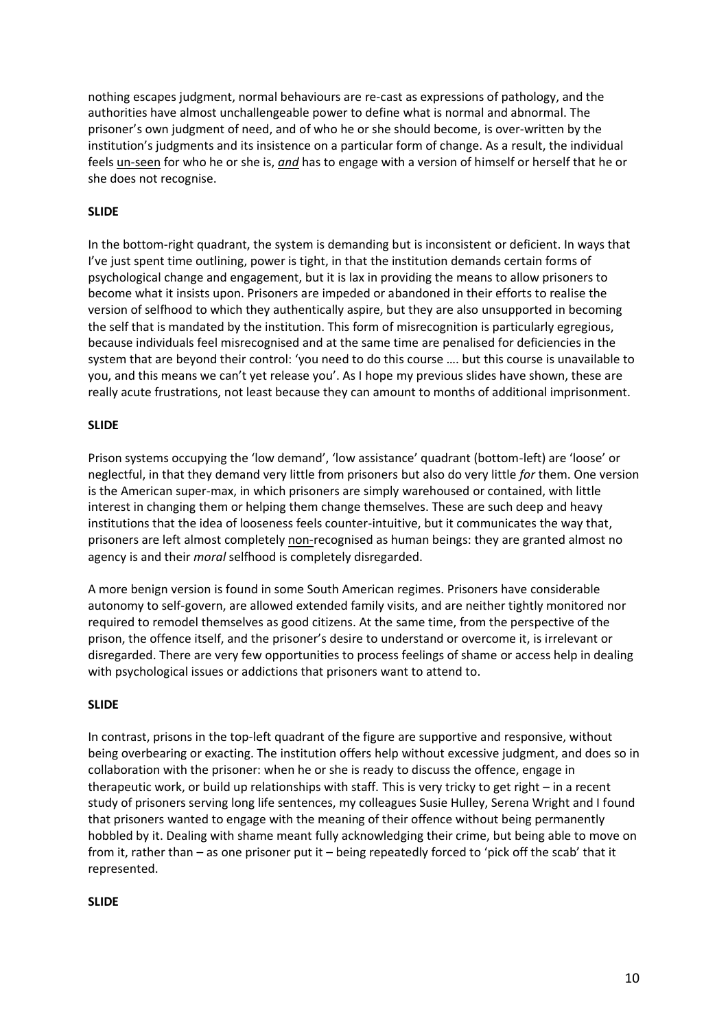nothing escapes judgment, normal behaviours are re-cast as expressions of pathology, and the authorities have almost unchallengeable power to define what is normal and abnormal. The prisoner's own judgment of need, and of who he or she should become, is over-written by the institution's judgments and its insistence on a particular form of change. As a result, the individual feels <u>un-seen</u> for who he or she is, ***and*** has to engage with a version of himself or herself that he or she does not recognise.

**SLIDE**

In the bottom-right quadrant, the system is demanding but is inconsistent or deficient. In ways that I've just spent time outlining, power is tight, in that the institution demands certain forms of psychological change and engagement, but it is lax in providing the means to allow prisoners to become what it insists upon. Prisoners are impeded or abandoned in their efforts to realise the version of selfhood to which they authentically aspire, but they are also unsupported in becoming the self that is mandated by the institution. This form of misrecognition is particularly egregious, because individuals feel misrecognised and at the same time are penalised for deficiencies in the system that are beyond their control: 'you need to do this course …. but this course is unavailable to you, and this means we can't yet release you'. As I hope my previous slides have shown, these are really acute frustrations, not least because they can amount to months of additional imprisonment.

**SLIDE**

Prison systems occupying the 'low demand', 'low assistance' quadrant (bottom-left) are 'loose' or neglectful, in that they demand very little from prisoners but also do very little *for* them. One version is the American super-max, in which prisoners are simply warehoused or contained, with little interest in changing them or helping them change themselves. These are such deep and heavy institutions that the idea of looseness feels counter-intuitive, but it communicates the way that, prisoners are left almost completely <u>non-</u>recognised as human beings: they are granted almost no agency is and their *moral* selfhood is completely disregarded.

A more benign version is found in some South American regimes. Prisoners have considerable autonomy to self-govern, are allowed extended family visits, and are neither tightly monitored nor required to remodel themselves as good citizens. At the same time, from the perspective of the prison, the offence itself, and the prisoner's desire to understand or overcome it, is irrelevant or disregarded. There are very few opportunities to process feelings of shame or access help in dealing with psychological issues or addictions that prisoners want to attend to.

**SLIDE**

In contrast, prisons in the top-left quadrant of the figure are supportive and responsive, without being overbearing or exacting. The institution offers help without excessive judgment, and does so in collaboration with the prisoner: when he or she is ready to discuss the offence, engage in therapeutic work, or build up relationships with staff. This is very tricky to get right – in a recent study of prisoners serving long life sentences, my colleagues Susie Hulley, Serena Wright and I found that prisoners wanted to engage with the meaning of their offence without being permanently hobbled by it. Dealing with shame meant fully acknowledging their crime, but being able to move on from it, rather than – as one prisoner put it – being repeatedly forced to 'pick off the scab' that it represented.

**SLIDE**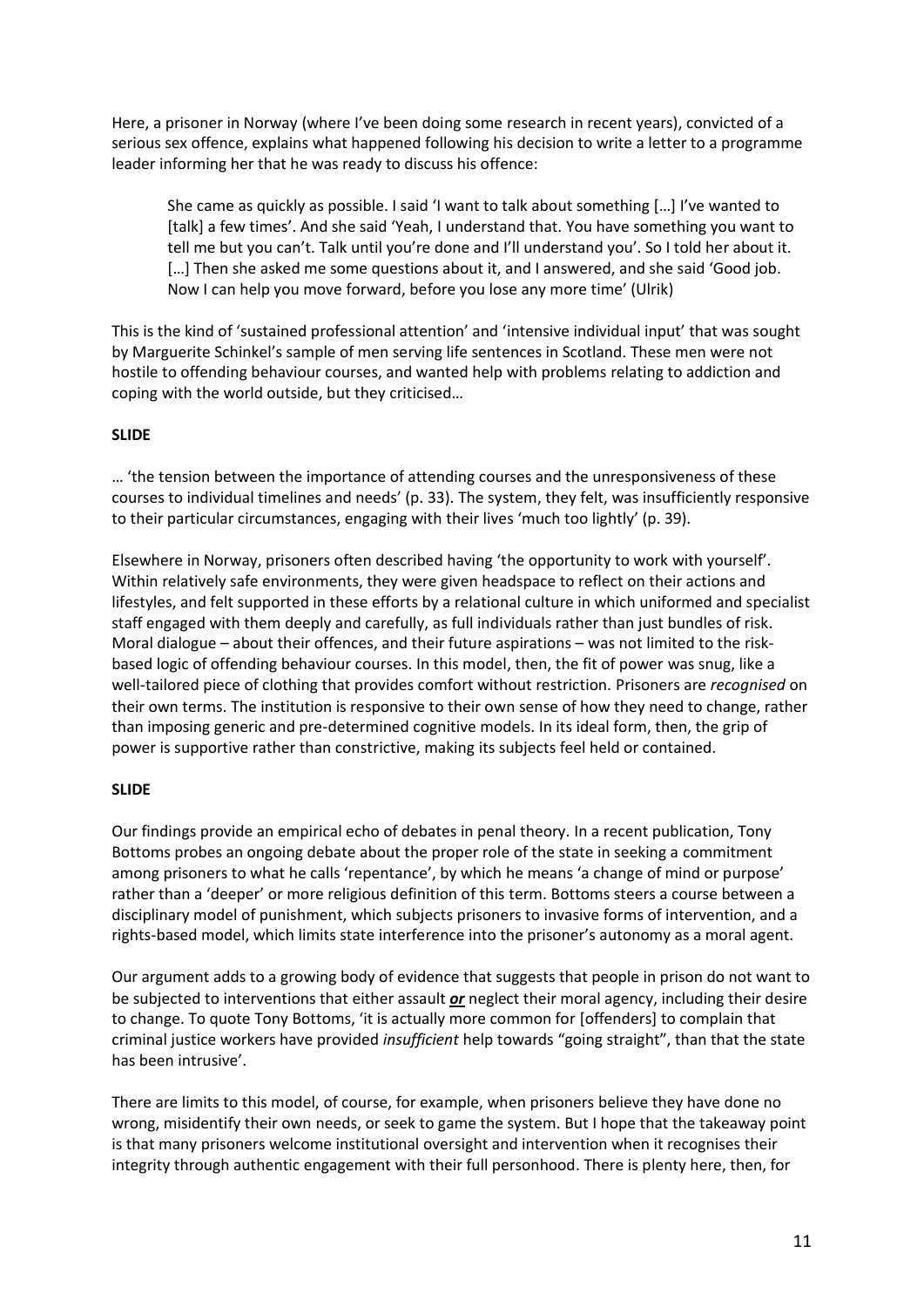Here, a prisoner in Norway (where I've been doing some research in recent years), convicted of a serious sex offence, explains what happened following his decision to write a letter to a programme leader informing her that he was ready to discuss his offence:

> She came as quickly as possible. I said 'I want to talk about something […] I've wanted to [talk] a few times'. And she said 'Yeah, I understand that. You have something you want to tell me but you can't. Talk until you're done and I'll understand you'. So I told her about it. […] Then she asked me some questions about it, and I answered, and she said 'Good job. Now I can help you move forward, before you lose any more time' (Ulrik)

This is the kind of 'sustained professional attention' and 'intensive individual input' that was sought by Marguerite Schinkel's sample of men serving life sentences in Scotland. These men were not hostile to offending behaviour courses, and wanted help with problems relating to addiction and coping with the world outside, but they criticised…

**SLIDE**

… 'the tension between the importance of attending courses and the unresponsiveness of these courses to individual timelines and needs' (p. 33). The system, they felt, was insufficiently responsive to their particular circumstances, engaging with their lives 'much too lightly' (p. 39).

Elsewhere in Norway, prisoners often described having 'the opportunity to work with yourself'. Within relatively safe environments, they were given headspace to reflect on their actions and lifestyles, and felt supported in these efforts by a relational culture in which uniformed and specialist staff engaged with them deeply and carefully, as full individuals rather than just bundles of risk. Moral dialogue – about their offences, and their future aspirations – was not limited to the risk-based logic of offending behaviour courses. In this model, then, the fit of power was snug, like a well-tailored piece of clothing that provides comfort without restriction. Prisoners are *recognised* on their own terms. The institution is responsive to their own sense of how they need to change, rather than imposing generic and pre-determined cognitive models. In its ideal form, then, the grip of power is supportive rather than constrictive, making its subjects feel held or contained.

**SLIDE**

Our findings provide an empirical echo of debates in penal theory. In a recent publication, Tony Bottoms probes an ongoing debate about the proper role of the state in seeking a commitment among prisoners to what he calls 'repentance', by which he means 'a change of mind or purpose' rather than a 'deeper' or more religious definition of this term. Bottoms steers a course between a disciplinary model of punishment, which subjects prisoners to invasive forms of intervention, and a rights-based model, which limits state interference into the prisoner's autonomy as a moral agent.

Our argument adds to a growing body of evidence that suggests that people in prison do not want to be subjected to interventions that either assault ***or*** neglect their moral agency, including their desire to change. To quote Tony Bottoms, 'it is actually more common for [offenders] to complain that criminal justice workers have provided *insufficient* help towards "going straight", than that the state has been intrusive'.

There are limits to this model, of course, for example, when prisoners believe they have done no wrong, misidentify their own needs, or seek to game the system. But I hope that the takeaway point is that many prisoners welcome institutional oversight and intervention when it recognises their integrity through authentic engagement with their full personhood. There is plenty here, then, for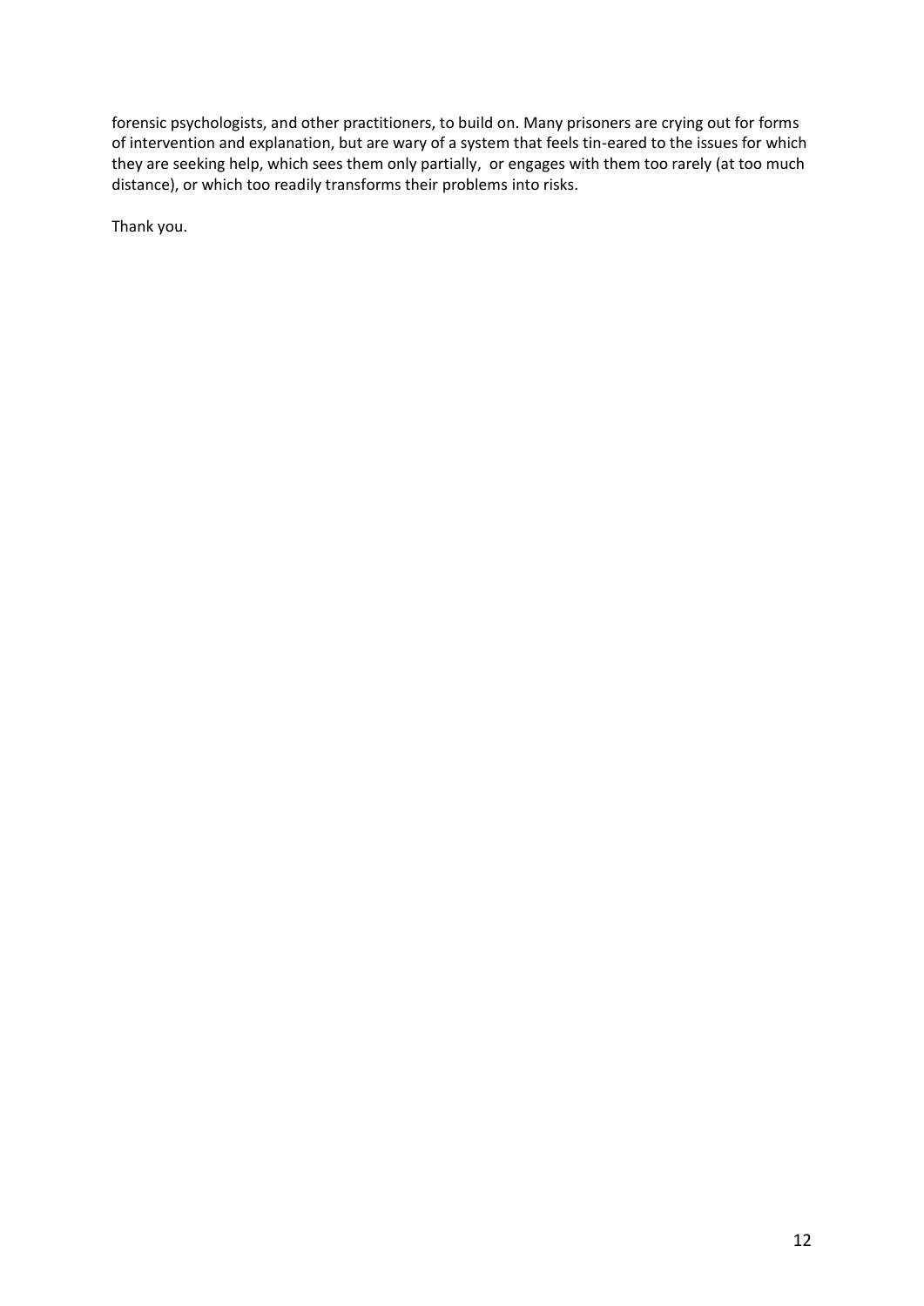forensic psychologists, and other practitioners, to build on. Many prisoners are crying out for forms of intervention and explanation, but are wary of a system that feels tin-eared to the issues for which they are seeking help, which sees them only partially, or engages with them too rarely (at too much distance), or which too readily transforms their problems into risks.

Thank you.